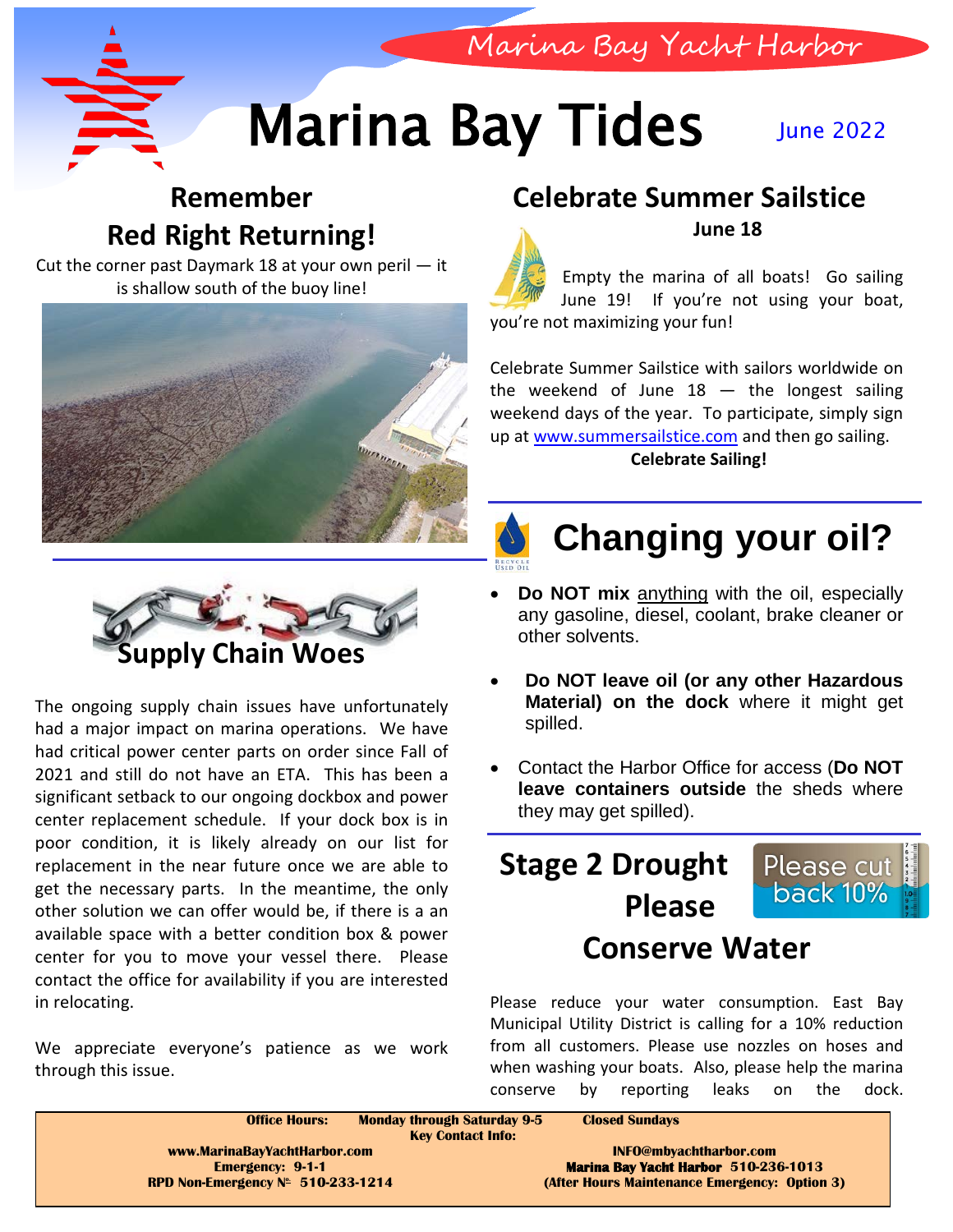Marina Bay Yacht Harbor

# Marina Bay Tides

June 2022

## Remember Red Right Returning!

Cut the corner past Daymark 18 at your own peril — it is shallow south of the buoy line!

## Supply Chain Woes

The ongoing supply chain issues have unfortunately had a major impact on marina operations. We have had critical power center parts on order since Fall of 2021 and still do not have an ETA. This has been a significant setback to our ongoing dockbox and power center replacement schedule. If your dock box is in poor condition, it is likely already on our list for replacement in the near future once we are able to get the necessary parts. In the meantime, the only other solution we can offer would be, if there is a an available space with a better condition box & power center for you to move your vessel there. Please contact the office for availability if you are interested in relocating.

We appreciate everyone's patience as we work through this issue.

## Celebrate Summer Sailstice

**June 18**

Empty the marina of all boats! Go sailing June 19! If you're not using your boat, you're not maximizing your fun!

Celebrate Summer Sailstice with sailors worldwide on the weekend of June 18 — the longest sailing weekend days of the year. To participate, simply sign up at www.summersailstice.com and then go sailing.

**Celebrate Sailing!**

## Changing your oil?

- **Do NOT mix** anything with the oil, especially any gasoline, diesel, coolant, brake cleaner or other solvents.
- **Do NOT leave oil (or any other Hazardous Material) on the dock** where it might get spilled.
- Contact the Harbor Office for access (**Do NOT leave containers outside** the sheds where they may get spilled).

## Stage 2 Drought Please Conserve Water

Please cut back 10%

Please reduce your water consumption. East Bay Municipal Utility District is calling for a 10% reduction from all customers. Please use nozzles on hoses and when washing your boats. Also, please help the marina conserve by reporting leaks on the dock.

**Office Hours:** Monday through Saturday 9-5 Closed Sundays

**Key Contact Info:**

www.MarinaBayYachtHarbor.com
Emergency: 9-1-1
RPD Non-Emergency № 510-233-1214

INFO@mbyachtharbor.com
Marina Bay Yacht Harbor 510-236-1013
(After Hours Maintenance Emergency: Option 3)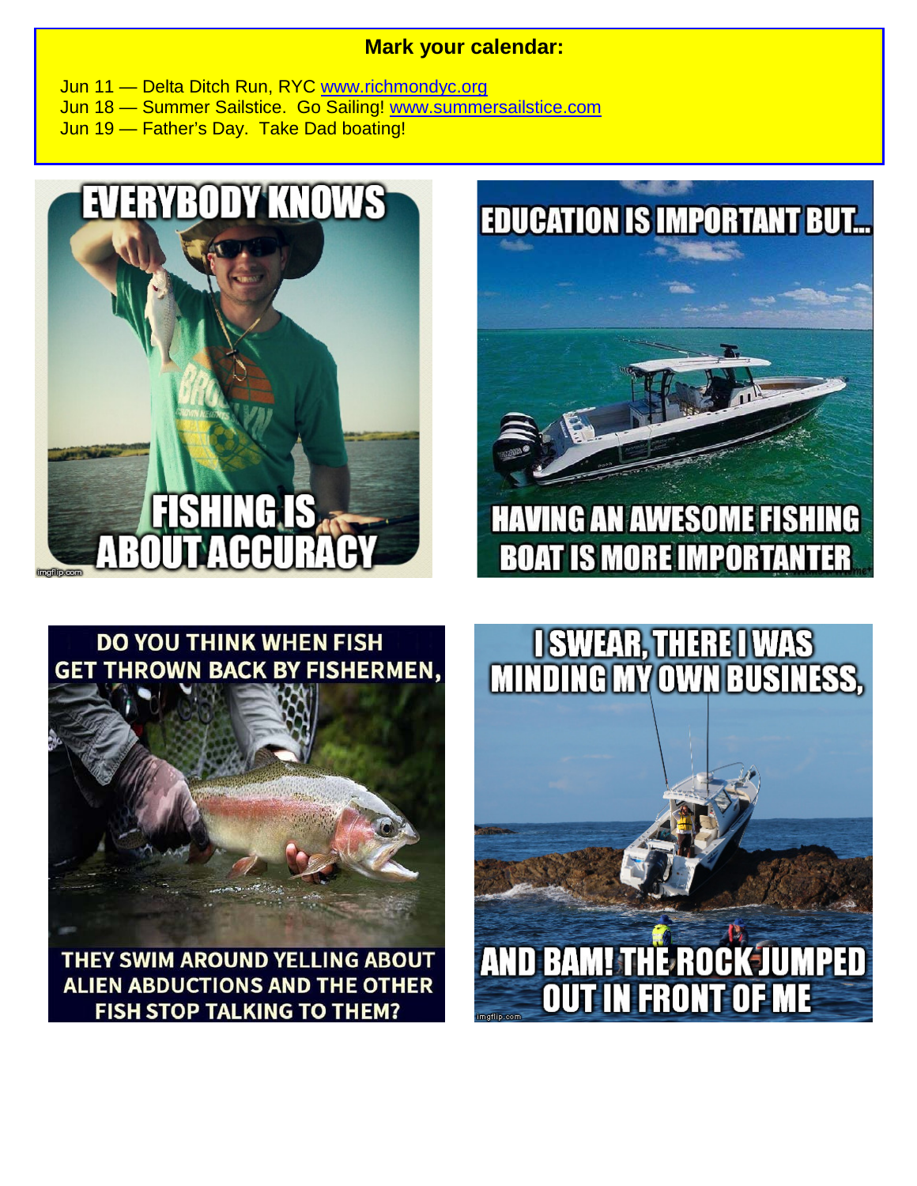**Mark your calendar:**

Jun 11 — Delta Ditch Run, RYC www.richmondyc.org
Jun 18 — Summer Sailstice. Go Sailing! www.summersailstice.com
Jun 19 — Father's Day. Take Dad boating!

EVERYBODY KNOWS
FISHING IS ABOUT ACCURACY

EDUCATION IS IMPORTANT BUT...
HAVING AN AWESOME FISHING BOAT IS MORE IMPORTANTER

DO YOU THINK WHEN FISH GET THROWN BACK BY FISHERMEN,
THEY SWIM AROUND YELLING ABOUT ALIEN ABDUCTIONS AND THE OTHER FISH STOP TALKING TO THEM?

I SWEAR, THERE I WAS MINDING MY OWN BUSINESS,
AND BAM! THE ROCK JUMPED OUT IN FRONT OF ME